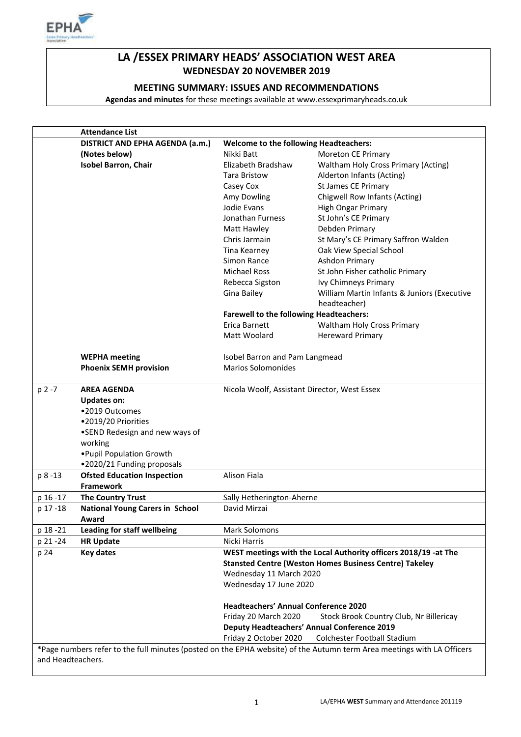# LA /ESSEX PRIMARY HEADS' ASSOCIATION WEST AREA

## WEDNESDAY 20 NOVEMBER 2019

### MEETING SUMMARY: ISSUES AND RECOMMENDATIONS

**Agendas and minutes** for these meetings available at www.essexprimaryheads.co.uk

| | **Attendance List** | | |
|---|---|---|---|
| | **DISTRICT AND EPHA AGENDA (a.m.)** | **Welcome to the following Headteachers:** | |
| | **(Notes below)** | Nikki Batt | Moreton CE Primary |
| | **Isobel Barron, Chair** | Elizabeth Bradshaw | Waltham Holy Cross Primary (Acting) |
| | | Tara Bristow | Alderton Infants (Acting) |
| | | Casey Cox | St James CE Primary |
| | | Amy Dowling | Chigwell Row Infants (Acting) |
| | | Jodie Evans | High Ongar Primary |
| | | Jonathan Furness | St John's CE Primary |
| | | Matt Hawley | Debden Primary |
| | | Chris Jarmain | St Mary's CE Primary Saffron Walden |
| | | Tina Kearney | Oak View Special School |
| | | Simon Rance | Ashdon Primary |
| | | Michael Ross | St John Fisher catholic Primary |
| | | Rebecca Sigston | Ivy Chimneys Primary |
| | | Gina Bailey | William Martin Infants & Juniors (Executive headteacher) |
| | | **Farewell to the following Headteachers:** | |
| | | Erica Barnett | Waltham Holy Cross Primary |
| | | Matt Woolard | Hereward Primary |
| | **WEPHA meeting** | Isobel Barron and Pam Langmead | |
| | **Phoenix SEMH provision** | Marios Solomonides | |
| p 2 -7 | **AREA AGENDA**<br>**Updates on:**<br>•2019 Outcomes<br>•2019/20 Priorities<br>•SEND Redesign and new ways of working<br>•Pupil Population Growth<br>•2020/21 Funding proposals | Nicola Woolf, Assistant Director, West Essex | |
| p 8 -13 | **Ofsted Education Inspection Framework** | Alison Fiala | |
| p 16 -17 | **The Country Trust** | Sally Hetherington-Aherne | |
| p 17 -18 | **National Young Carers in School Award** | David Mirzai | |
| p 18 -21 | **Leading for staff wellbeing** | Mark Solomons | |
| p 21 -24 | **HR Update** | Nicki Harris | |
| p 24 | **Key dates** | **WEST meetings with the Local Authority officers 2018/19 -at The Stansted Centre (Weston Homes Business Centre) Takeley**<br>Wednesday 11 March 2020<br>Wednesday 17 June 2020<br><br>**Headteachers' Annual Conference 2020**<br>Friday 20 March 2020 Stock Brook Country Club, Nr Billericay<br>**Deputy Headteachers' Annual Conference 2019**<br>Friday 2 October 2020 Colchester Football Stadium | |

*Page numbers refer to the full minutes (posted on the EPHA website) of the Autumn term Area meetings with LA Officers and Headteachers.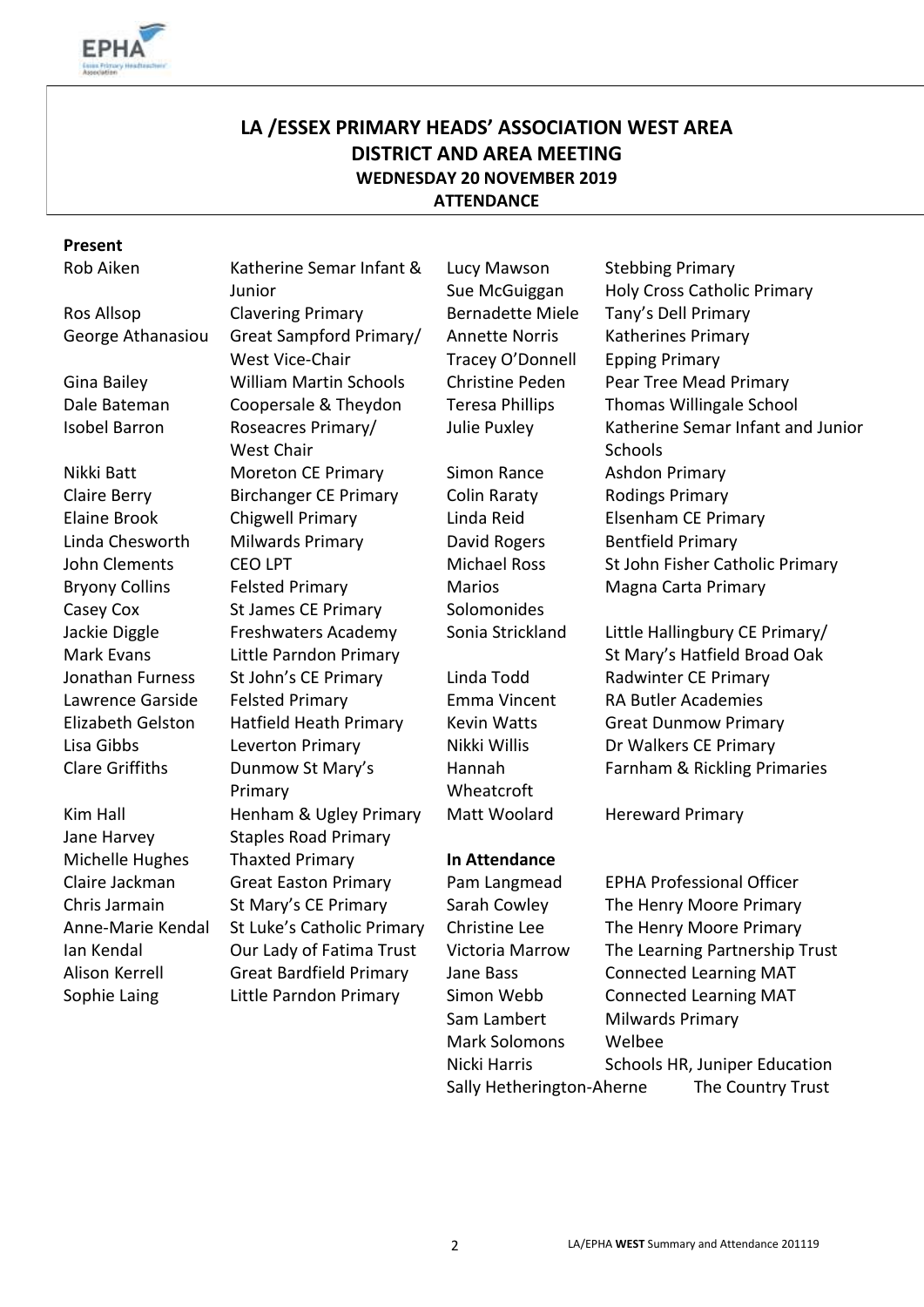## LA /ESSEX PRIMARY HEADS' ASSOCIATION WEST AREA
## DISTRICT AND AREA MEETING
### WEDNESDAY 20 NOVEMBER 2019
### ATTENDANCE

**Present**

| Name | School |
| --- | --- |
| Rob Aiken | Katherine Semar Infant & Junior |
| Ros Allsop | Clavering Primary |
| George Athanasiou | Great Sampford Primary/ West Vice-Chair |
| Gina Bailey | William Martin Schools |
| Dale Bateman | Coopersale & Theydon |
| Isobel Barron | Roseacres Primary/ West Chair |
| Nikki Batt | Moreton CE Primary |
| Claire Berry | Birchanger CE Primary |
| Elaine Brook | Chigwell Primary |
| Linda Chesworth | Milwards Primary |
| John Clements | CEO LPT |
| Bryony Collins | Felsted Primary |
| Casey Cox | St James CE Primary |
| Jackie Diggle | Freshwaters Academy |
| Mark Evans | Little Parndon Primary |
| Jonathan Furness | St John's CE Primary |
| Lawrence Garside | Felsted Primary |
| Elizabeth Gelston | Hatfield Heath Primary |
| Lisa Gibbs | Leverton Primary |
| Clare Griffiths | Dunmow St Mary's Primary |
| Kim Hall | Henham & Ugley Primary |
| Jane Harvey | Staples Road Primary |
| Michelle Hughes | Thaxted Primary |
| Claire Jackman | Great Easton Primary |
| Chris Jarmain | St Mary's CE Primary |
| Anne-Marie Kendal | St Luke's Catholic Primary |
| Ian Kendal | Our Lady of Fatima Trust |
| Alison Kerrell | Great Bardfield Primary |
| Sophie Laing | Little Parndon Primary |
| Lucy Mawson | Stebbing Primary |
| Sue McGuiggan | Holy Cross Catholic Primary |
| Bernadette Miele | Tany's Dell Primary |
| Annette Norris | Katherines Primary |
| Tracey O'Donnell | Epping Primary |
| Christine Peden | Pear Tree Mead Primary |
| Teresa Phillips | Thomas Willingale School |
| Julie Puxley | Katherine Semar Infant and Junior Schools |
| Simon Rance | Ashdon Primary |
| Colin Raraty | Rodings Primary |
| Linda Reid | Elsenham CE Primary |
| David Rogers | Bentfield Primary |
| Michael Ross | St John Fisher Catholic Primary |
| Marios Solomonides | Magna Carta Primary |
| Sonia Strickland | Little Hallingbury CE Primary/ St Mary's Hatfield Broad Oak |
| Linda Todd | Radwinter CE Primary |
| Emma Vincent | RA Butler Academies |
| Kevin Watts | Great Dunmow Primary |
| Nikki Willis | Dr Walkers CE Primary |
| Hannah Wheatcroft | Farnham & Rickling Primaries |
| Matt Woolard | Hereward Primary |

**In Attendance**

| Name | Organisation |
| --- | --- |
| Pam Langmead | EPHA Professional Officer |
| Sarah Cowley | The Henry Moore Primary |
| Christine Lee | The Henry Moore Primary |
| Victoria Marrow | The Learning Partnership Trust |
| Jane Bass | Connected Learning MAT |
| Simon Webb | Connected Learning MAT |
| Sam Lambert | Milwards Primary |
| Mark Solomons | Welbee |
| Nicki Harris | Schools HR, Juniper Education |
| Sally Hetherington-Aherne | The Country Trust |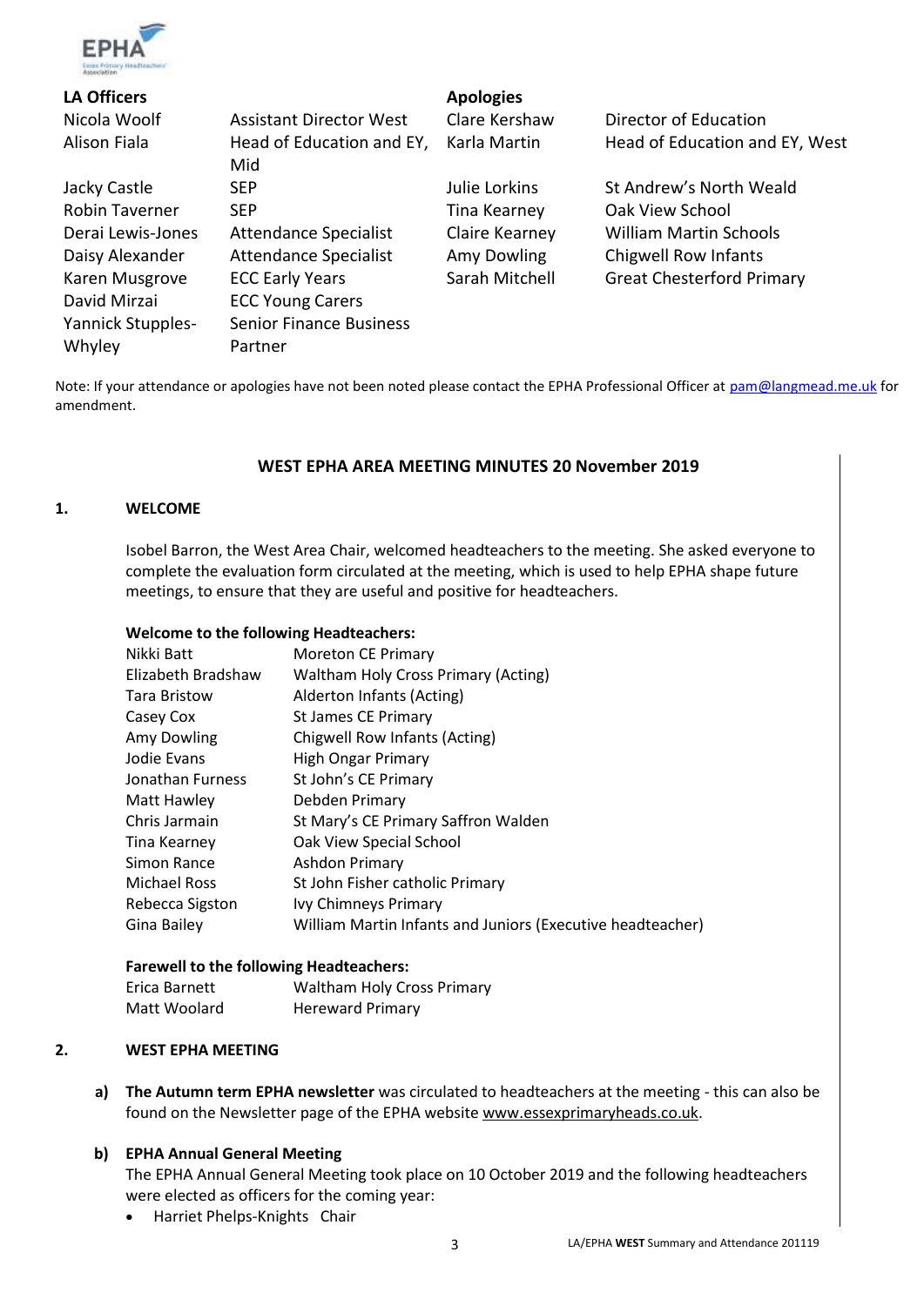| **LA Officers** | | **Apologies** | |
|---|---|---|---|
| Nicola Woolf | Assistant Director West | Clare Kershaw | Director of Education |
| Alison Fiala | Head of Education and EY, Mid | Karla Martin | Head of Education and EY, West |
| Jacky Castle | SEP | Julie Lorkins | St Andrew's North Weald |
| Robin Taverner | SEP | Tina Kearney | Oak View School |
| Derai Lewis-Jones | Attendance Specialist | Claire Kearney | William Martin Schools |
| Daisy Alexander | Attendance Specialist | Amy Dowling | Chigwell Row Infants |
| Karen Musgrove | ECC Early Years | Sarah Mitchell | Great Chesterford Primary |
| David Mirzai | ECC Young Carers | | |
| Yannick Stupples-Whyley | Senior Finance Business Partner | | |

Note: If your attendance or apologies have not been noted please contact the EPHA Professional Officer at pam@langmead.me.uk for amendment.

## WEST EPHA AREA MEETING MINUTES 20 November 2019

### 1. WELCOME

Isobel Barron, the West Area Chair, welcomed headteachers to the meeting. She asked everyone to complete the evaluation form circulated at the meeting, which is used to help EPHA shape future meetings, to ensure that they are useful and positive for headteachers.

**Welcome to the following Headteachers:**

| | |
|---|---|
| Nikki Batt | Moreton CE Primary |
| Elizabeth Bradshaw | Waltham Holy Cross Primary (Acting) |
| Tara Bristow | Alderton Infants (Acting) |
| Casey Cox | St James CE Primary |
| Amy Dowling | Chigwell Row Infants (Acting) |
| Jodie Evans | High Ongar Primary |
| Jonathan Furness | St John's CE Primary |
| Matt Hawley | Debden Primary |
| Chris Jarmain | St Mary's CE Primary Saffron Walden |
| Tina Kearney | Oak View Special School |
| Simon Rance | Ashdon Primary |
| Michael Ross | St John Fisher catholic Primary |
| Rebecca Sigston | Ivy Chimneys Primary |
| Gina Bailey | William Martin Infants and Juniors (Executive headteacher) |

**Farewell to the following Headteachers:**

| | |
|---|---|
| Erica Barnett | Waltham Holy Cross Primary |
| Matt Woolard | Hereward Primary |

### 2. WEST EPHA MEETING

**a) The Autumn term EPHA newsletter** was circulated to headteachers at the meeting - this can also be found on the Newsletter page of the EPHA website www.essexprimaryheads.co.uk.

**b) EPHA Annual General Meeting**

The EPHA Annual General Meeting took place on 10 October 2019 and the following headteachers were elected as officers for the coming year:

- Harriet Phelps-Knights Chair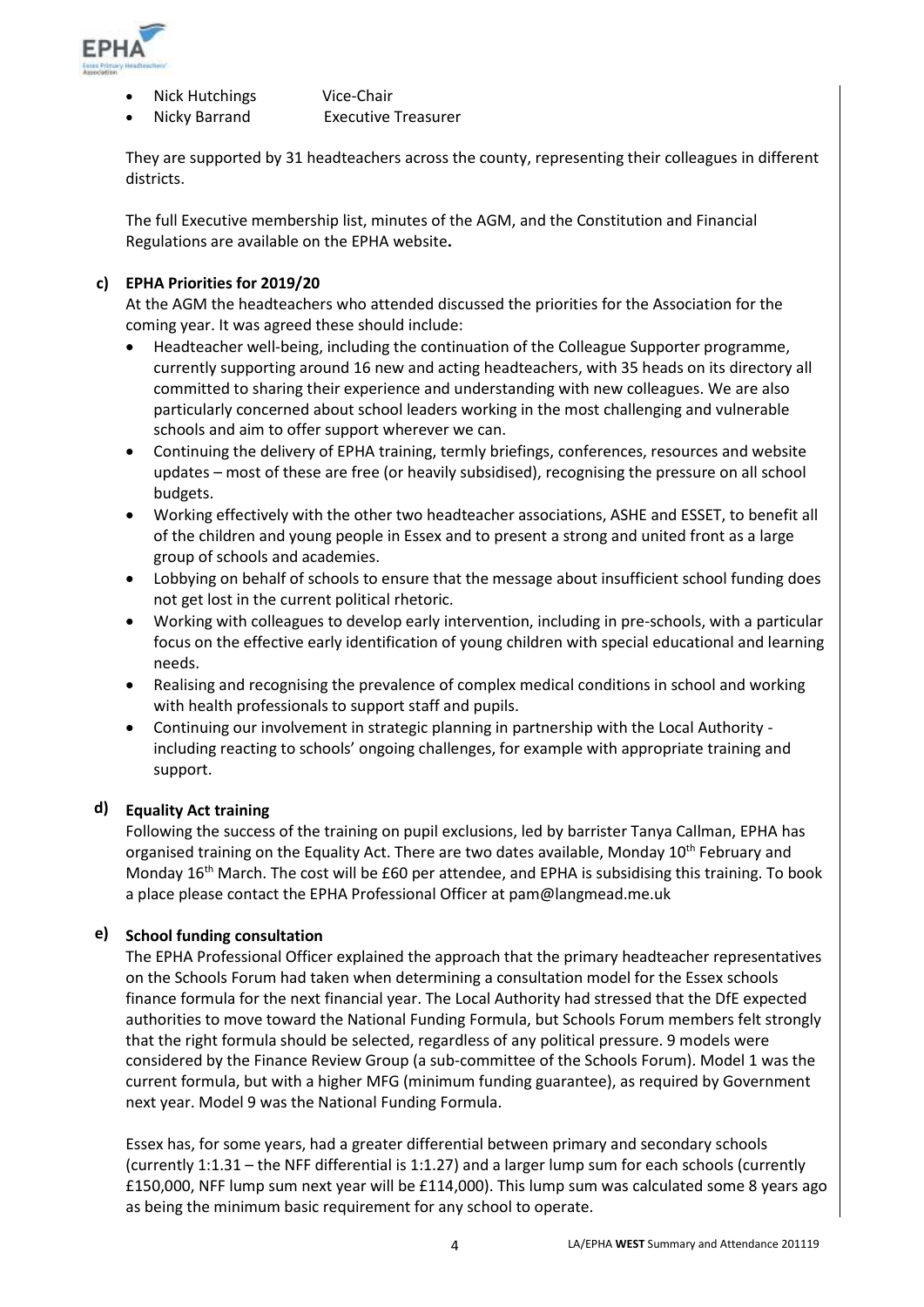- Nick Hutchings Vice-Chair
- Nicky Barrand Executive Treasurer

They are supported by 31 headteachers across the county, representing their colleagues in different districts.

The full Executive membership list, minutes of the AGM, and the Constitution and Financial Regulations are available on the EPHA website**.**

### c) EPHA Priorities for 2019/20

At the AGM the headteachers who attended discussed the priorities for the Association for the coming year. It was agreed these should include:

- Headteacher well-being, including the continuation of the Colleague Supporter programme, currently supporting around 16 new and acting headteachers, with 35 heads on its directory all committed to sharing their experience and understanding with new colleagues. We are also particularly concerned about school leaders working in the most challenging and vulnerable schools and aim to offer support wherever we can.
- Continuing the delivery of EPHA training, termly briefings, conferences, resources and website updates – most of these are free (or heavily subsidised), recognising the pressure on all school budgets.
- Working effectively with the other two headteacher associations, ASHE and ESSET, to benefit all of the children and young people in Essex and to present a strong and united front as a large group of schools and academies.
- Lobbying on behalf of schools to ensure that the message about insufficient school funding does not get lost in the current political rhetoric.
- Working with colleagues to develop early intervention, including in pre-schools, with a particular focus on the effective early identification of young children with special educational and learning needs.
- Realising and recognising the prevalence of complex medical conditions in school and working with health professionals to support staff and pupils.
- Continuing our involvement in strategic planning in partnership with the Local Authority - including reacting to schools' ongoing challenges, for example with appropriate training and support.

### d) Equality Act training

Following the success of the training on pupil exclusions, led by barrister Tanya Callman, EPHA has organised training on the Equality Act. There are two dates available, Monday 10th February and Monday 16th March. The cost will be £60 per attendee, and EPHA is subsidising this training. To book a place please contact the EPHA Professional Officer at pam@langmead.me.uk

### e) School funding consultation

The EPHA Professional Officer explained the approach that the primary headteacher representatives on the Schools Forum had taken when determining a consultation model for the Essex schools finance formula for the next financial year. The Local Authority had stressed that the DfE expected authorities to move toward the National Funding Formula, but Schools Forum members felt strongly that the right formula should be selected, regardless of any political pressure. 9 models were considered by the Finance Review Group (a sub-committee of the Schools Forum). Model 1 was the current formula, but with a higher MFG (minimum funding guarantee), as required by Government next year. Model 9 was the National Funding Formula.

Essex has, for some years, had a greater differential between primary and secondary schools (currently 1:1.31 – the NFF differential is 1:1.27) and a larger lump sum for each schools (currently £150,000, NFF lump sum next year will be £114,000). This lump sum was calculated some 8 years ago as being the minimum basic requirement for any school to operate.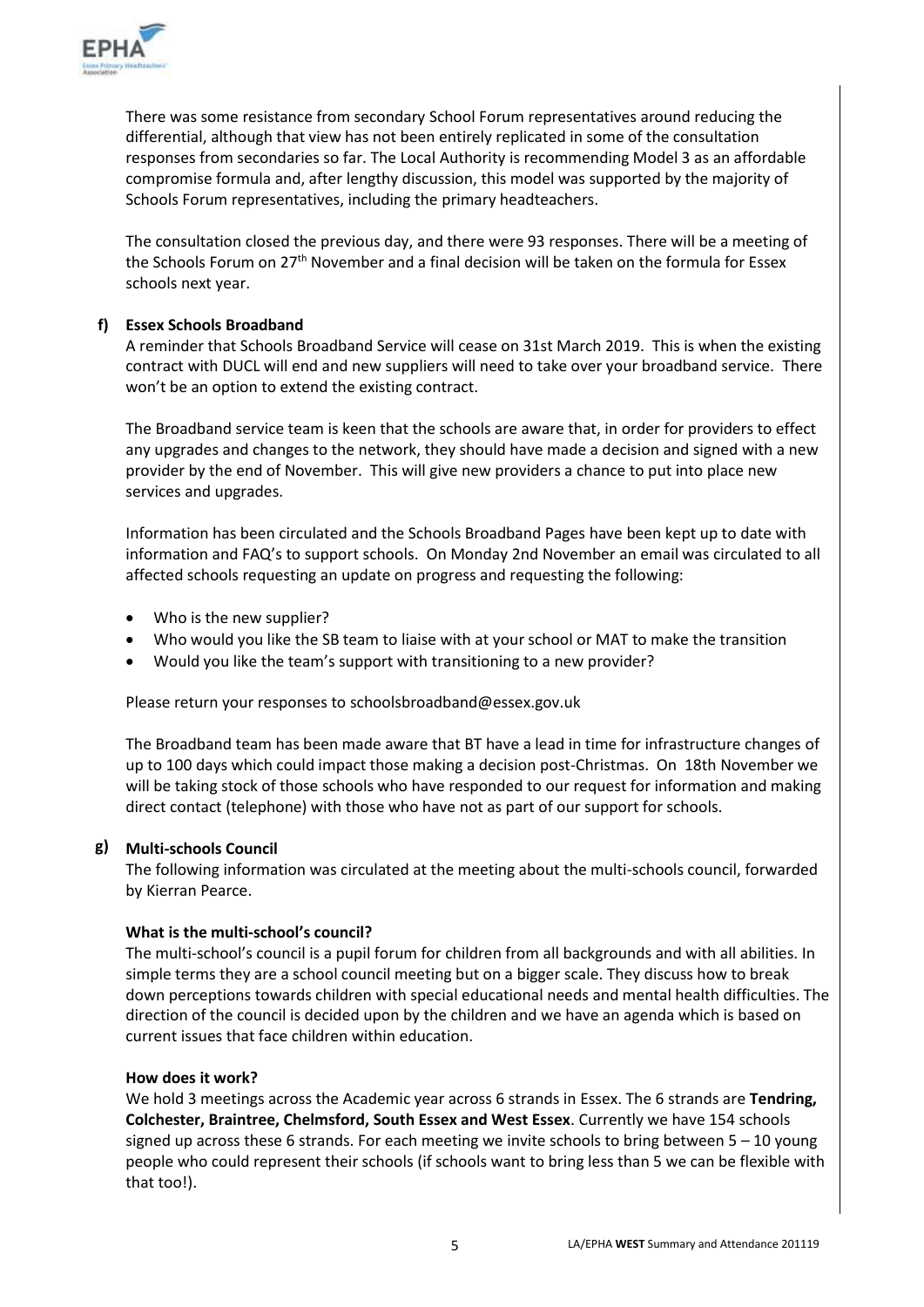There was some resistance from secondary School Forum representatives around reducing the differential, although that view has not been entirely replicated in some of the consultation responses from secondaries so far. The Local Authority is recommending Model 3 as an affordable compromise formula and, after lengthy discussion, this model was supported by the majority of Schools Forum representatives, including the primary headteachers.

The consultation closed the previous day, and there were 93 responses. There will be a meeting of the Schools Forum on 27th November and a final decision will be taken on the formula for Essex schools next year.

**f) Essex Schools Broadband**

A reminder that Schools Broadband Service will cease on 31st March 2019. This is when the existing contract with DUCL will end and new suppliers will need to take over your broadband service. There won't be an option to extend the existing contract.

The Broadband service team is keen that the schools are aware that, in order for providers to effect any upgrades and changes to the network, they should have made a decision and signed with a new provider by the end of November. This will give new providers a chance to put into place new services and upgrades.

Information has been circulated and the Schools Broadband Pages have been kept up to date with information and FAQ's to support schools. On Monday 2nd November an email was circulated to all affected schools requesting an update on progress and requesting the following:

- Who is the new supplier?
- Who would you like the SB team to liaise with at your school or MAT to make the transition
- Would you like the team's support with transitioning to a new provider?

Please return your responses to schoolsbroadband@essex.gov.uk

The Broadband team has been made aware that BT have a lead in time for infrastructure changes of up to 100 days which could impact those making a decision post-Christmas. On 18th November we will be taking stock of those schools who have responded to our request for information and making direct contact (telephone) with those who have not as part of our support for schools.

**g) Multi-schools Council**

The following information was circulated at the meeting about the multi-schools council, forwarded by Kierran Pearce.

**What is the multi-school's council?**

The multi-school's council is a pupil forum for children from all backgrounds and with all abilities. In simple terms they are a school council meeting but on a bigger scale. They discuss how to break down perceptions towards children with special educational needs and mental health difficulties. The direction of the council is decided upon by the children and we have an agenda which is based on current issues that face children within education.

**How does it work?**

We hold 3 meetings across the Academic year across 6 strands in Essex. The 6 strands are **Tendring, Colchester, Braintree, Chelmsford, South Essex and West Essex**. Currently we have 154 schools signed up across these 6 strands. For each meeting we invite schools to bring between 5 – 10 young people who could represent their schools (if schools want to bring less than 5 we can be flexible with that too!).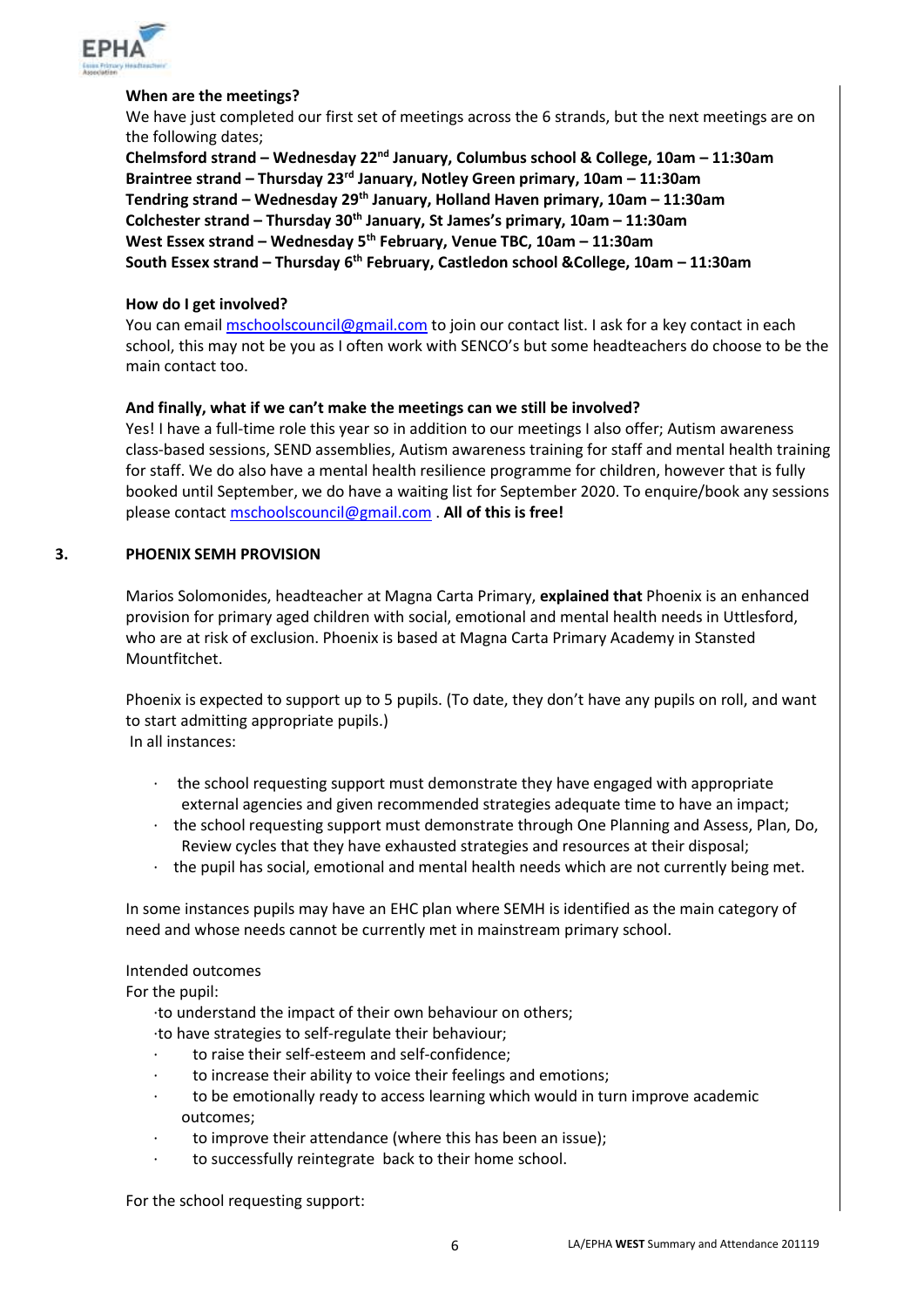**When are the meetings?**

We have just completed our first set of meetings across the 6 strands, but the next meetings are on the following dates;

**Chelmsford strand – Wednesday 22nd January, Columbus school & College, 10am – 11:30am**
**Braintree strand – Thursday 23rd January, Notley Green primary, 10am – 11:30am**
**Tendring strand – Wednesday 29th January, Holland Haven primary, 10am – 11:30am**
**Colchester strand – Thursday 30th January, St James's primary, 10am – 11:30am**
**West Essex strand – Wednesday 5th February, Venue TBC, 10am – 11:30am**
**South Essex strand – Thursday 6th February, Castledon school &College, 10am – 11:30am**

**How do I get involved?**

You can email mschoolscouncil@gmail.com to join our contact list. I ask for a key contact in each school, this may not be you as I often work with SENCO's but some headteachers do choose to be the main contact too.

**And finally, what if we can't make the meetings can we still be involved?**

Yes! I have a full-time role this year so in addition to our meetings I also offer; Autism awareness class-based sessions, SEND assemblies, Autism awareness training for staff and mental health training for staff. We do also have a mental health resilience programme for children, however that is fully booked until September, we do have a waiting list for September 2020. To enquire/book any sessions please contact mschoolscouncil@gmail.com . **All of this is free!**

## 3. PHOENIX SEMH PROVISION

Marios Solomonides, headteacher at Magna Carta Primary, **explained that** Phoenix is an enhanced provision for primary aged children with social, emotional and mental health needs in Uttlesford, who are at risk of exclusion. Phoenix is based at Magna Carta Primary Academy in Stansted Mountfitchet.

Phoenix is expected to support up to 5 pupils. (To date, they don't have any pupils on roll, and want to start admitting appropriate pupils.)
In all instances:

- the school requesting support must demonstrate they have engaged with appropriate external agencies and given recommended strategies adequate time to have an impact;
- the school requesting support must demonstrate through One Planning and Assess, Plan, Do, Review cycles that they have exhausted strategies and resources at their disposal;
- the pupil has social, emotional and mental health needs which are not currently being met.

In some instances pupils may have an EHC plan where SEMH is identified as the main category of need and whose needs cannot be currently met in mainstream primary school.

Intended outcomes

For the pupil:

- to understand the impact of their own behaviour on others;
- to have strategies to self-regulate their behaviour;
- to raise their self-esteem and self-confidence;
- to increase their ability to voice their feelings and emotions;
- to be emotionally ready to access learning which would in turn improve academic outcomes;
- to improve their attendance (where this has been an issue);
- to successfully reintegrate back to their home school.

For the school requesting support: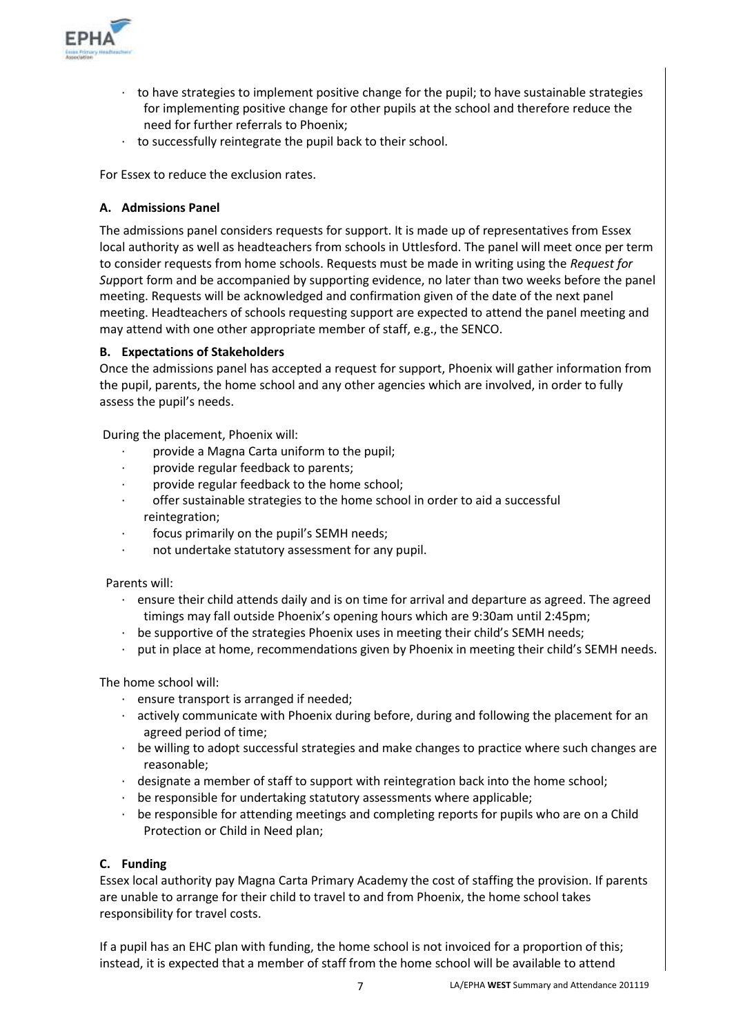- to have strategies to implement positive change for the pupil; to have sustainable strategies for implementing positive change for other pupils at the school and therefore reduce the need for further referrals to Phoenix;
- to successfully reintegrate the pupil back to their school.

For Essex to reduce the exclusion rates.

### A. Admissions Panel

The admissions panel considers requests for support. It is made up of representatives from Essex local authority as well as headteachers from schools in Uttlesford. The panel will meet once per term to consider requests from home schools. Requests must be made in writing using the *Request for Su*pport form and be accompanied by supporting evidence, no later than two weeks before the panel meeting. Requests will be acknowledged and confirmation given of the date of the next panel meeting. Headteachers of schools requesting support are expected to attend the panel meeting and may attend with one other appropriate member of staff, e.g., the SENCO.

### B. Expectations of Stakeholders

Once the admissions panel has accepted a request for support, Phoenix will gather information from the pupil, parents, the home school and any other agencies which are involved, in order to fully assess the pupil's needs.

During the placement, Phoenix will:

- provide a Magna Carta uniform to the pupil;
- provide regular feedback to parents;
- provide regular feedback to the home school;
- offer sustainable strategies to the home school in order to aid a successful reintegration;
- focus primarily on the pupil's SEMH needs;
- not undertake statutory assessment for any pupil.

Parents will:

- ensure their child attends daily and is on time for arrival and departure as agreed. The agreed timings may fall outside Phoenix's opening hours which are 9:30am until 2:45pm;
- be supportive of the strategies Phoenix uses in meeting their child's SEMH needs;
- put in place at home, recommendations given by Phoenix in meeting their child's SEMH needs.

The home school will:

- ensure transport is arranged if needed;
- actively communicate with Phoenix during before, during and following the placement for an agreed period of time;
- be willing to adopt successful strategies and make changes to practice where such changes are reasonable;
- designate a member of staff to support with reintegration back into the home school;
- be responsible for undertaking statutory assessments where applicable;
- be responsible for attending meetings and completing reports for pupils who are on a Child Protection or Child in Need plan;

### C. Funding

Essex local authority pay Magna Carta Primary Academy the cost of staffing the provision. If parents are unable to arrange for their child to travel to and from Phoenix, the home school takes responsibility for travel costs.

If a pupil has an EHC plan with funding, the home school is not invoiced for a proportion of this; instead, it is expected that a member of staff from the home school will be available to attend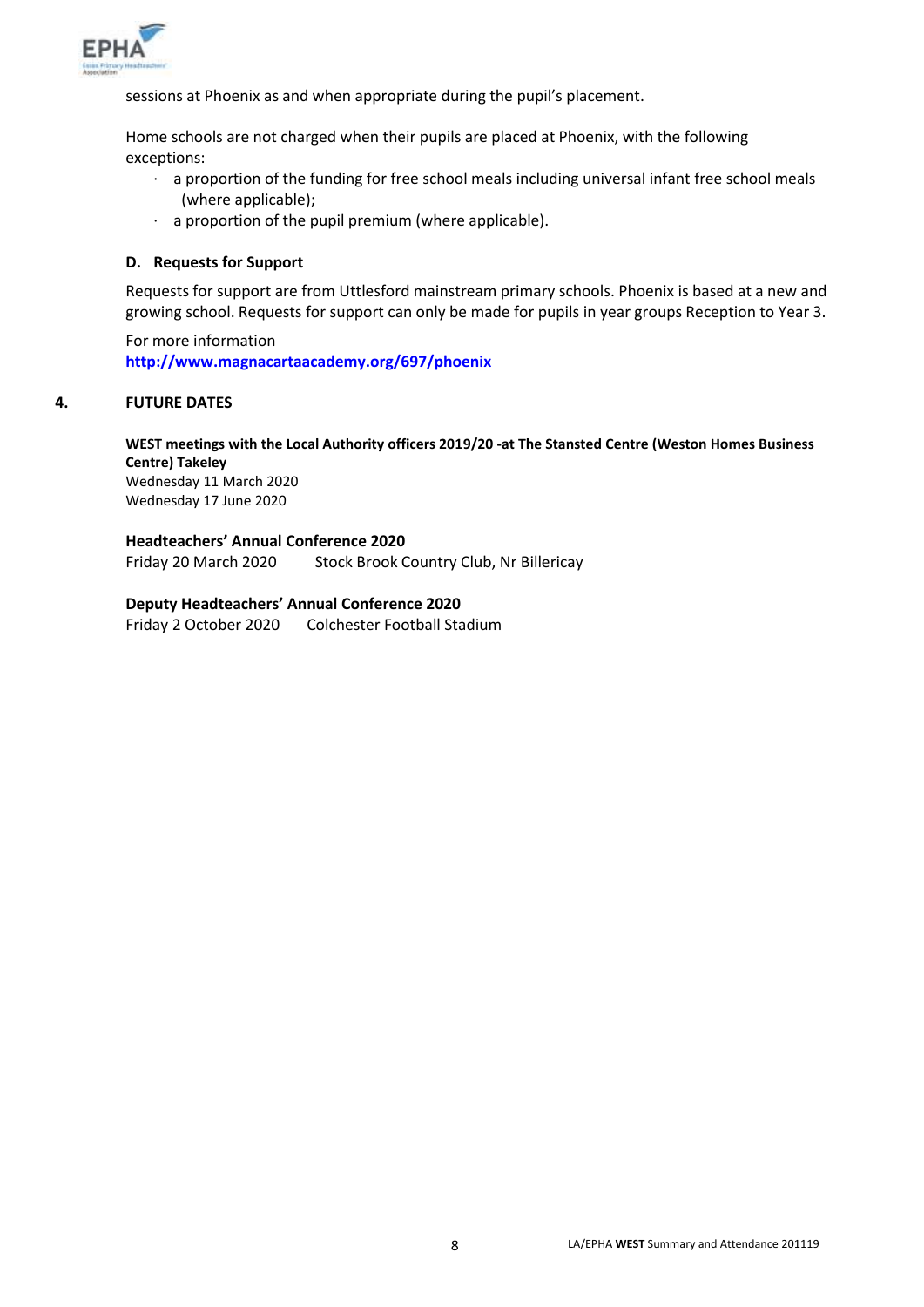sessions at Phoenix as and when appropriate during the pupil's placement.

Home schools are not charged when their pupils are placed at Phoenix, with the following exceptions:

- a proportion of the funding for free school meals including universal infant free school meals (where applicable);
- a proportion of the pupil premium (where applicable).

### D. Requests for Support

Requests for support are from Uttlesford mainstream primary schools. Phoenix is based at a new and growing school. Requests for support can only be made for pupils in year groups Reception to Year 3.

For more information
**http://www.magnacartaacademy.org/697/phoenix**

## 4. FUTURE DATES

**WEST meetings with the Local Authority officers 2019/20 -at The Stansted Centre (Weston Homes Business Centre) Takeley**
Wednesday 11 March 2020
Wednesday 17 June 2020

**Headteachers' Annual Conference 2020**
Friday 20 March 2020 Stock Brook Country Club, Nr Billericay

**Deputy Headteachers' Annual Conference 2020**
Friday 2 October 2020 Colchester Football Stadium